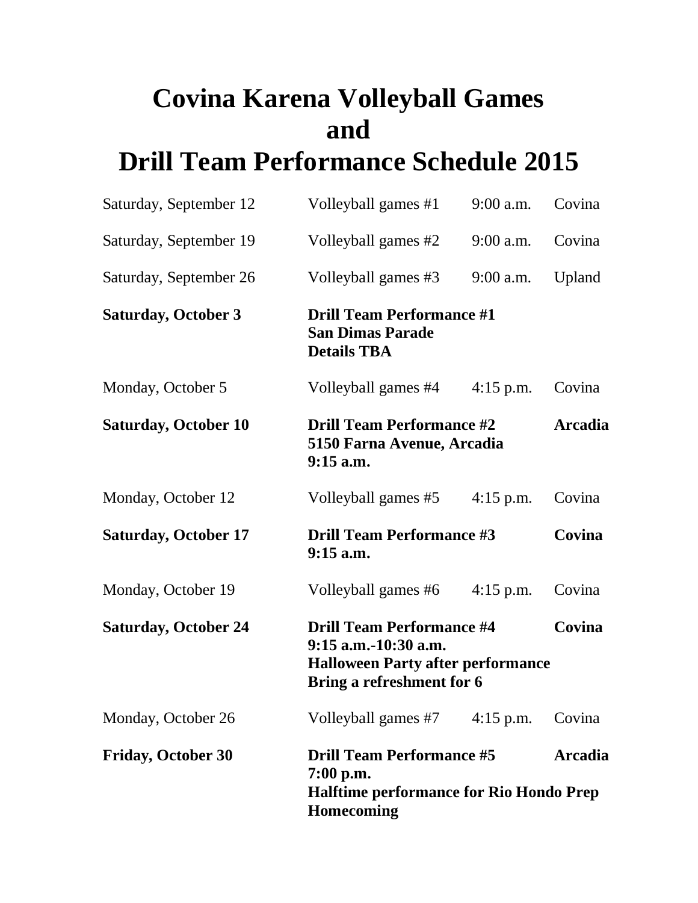# Covina Karena Volleyball Games and Drill Team Performance Schedule 2015

| | | | |
|---|---|---|---|
| Saturday, September 12 | Volleyball games #1 | 9:00 a.m. | Covina |
| Saturday, September 19 | Volleyball games #2 | 9:00 a.m. | Covina |
| Saturday, September 26 | Volleyball games #3 | 9:00 a.m. | Upland |
| **Saturday, October 3** | **Drill Team Performance #1**<br>**San Dimas Parade**<br>**Details TBA** | | |
| Monday, October 5 | Volleyball games #4 | 4:15 p.m. | Covina |
| **Saturday, October 10** | **Drill Team Performance #2**<br>**5150 Farna Avenue, Arcadia**<br>**9:15 a.m.** | | **Arcadia** |
| Monday, October 12 | Volleyball games #5 | 4:15 p.m. | Covina |
| **Saturday, October 17** | **Drill Team Performance #3**<br>**9:15 a.m.** | | **Covina** |
| Monday, October 19 | Volleyball games #6 | 4:15 p.m. | Covina |
| **Saturday, October 24** | **Drill Team Performance #4**<br>**9:15 a.m.-10:30 a.m.**<br>**Halloween Party after performance**<br>**Bring a refreshment for 6** | | **Covina** |
| Monday, October 26 | Volleyball games #7 | 4:15 p.m. | Covina |
| **Friday, October 30** | **Drill Team Performance #5**<br>**7:00 p.m.**<br>**Halftime performance for Rio Hondo Prep Homecoming** | | **Arcadia** |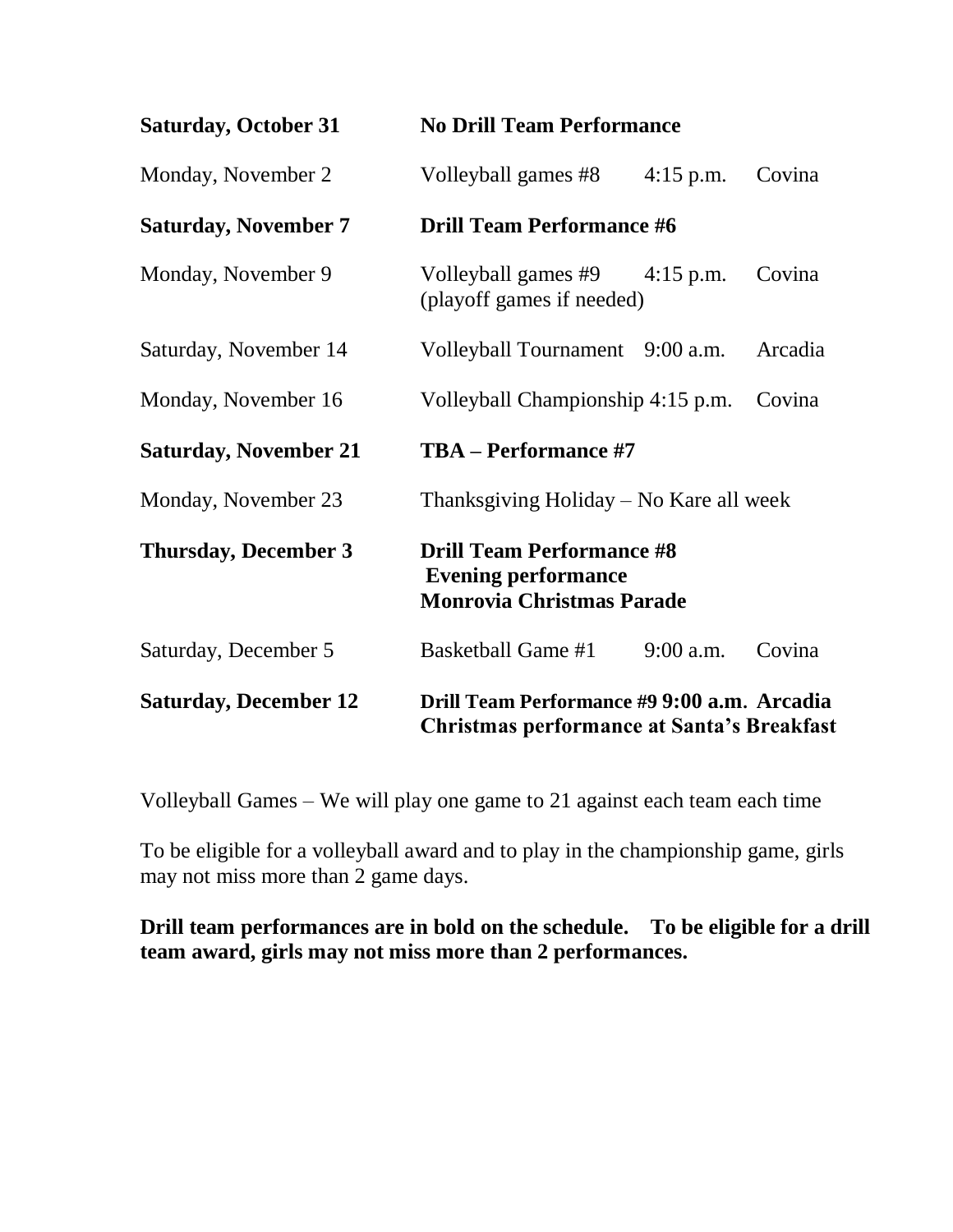| | | | |
|---|---|---|---|
| **Saturday, October 31** | **No Drill Team Performance** | | |
| Monday, November 2 | Volleyball games #8 | 4:15 p.m. | Covina |
| **Saturday, November 7** | **Drill Team Performance #6** | | |
| Monday, November 9 | Volleyball games #9 (playoff games if needed) | 4:15 p.m. | Covina |
| Saturday, November 14 | Volleyball Tournament | 9:00 a.m. | Arcadia |
| Monday, November 16 | Volleyball Championship | 4:15 p.m. | Covina |
| **Saturday, November 21** | **TBA – Performance #7** | | |
| Monday, November 23 | Thanksgiving Holiday – No Kare all week | | |
| **Thursday, December 3** | **Drill Team Performance #8 Evening performance Monrovia Christmas Parade** | | |
| Saturday, December 5 | Basketball Game #1 | 9:00 a.m. | Covina |
| **Saturday, December 12** | **Drill Team Performance #9 Christmas performance at Santa's Breakfast** | **9:00 a.m.** | **Arcadia** |

Volleyball Games – We will play one game to 21 against each team each time

To be eligible for a volleyball award and to play in the championship game, girls may not miss more than 2 game days.

**Drill team performances are in bold on the schedule. To be eligible for a drill team award, girls may not miss more than 2 performances.**